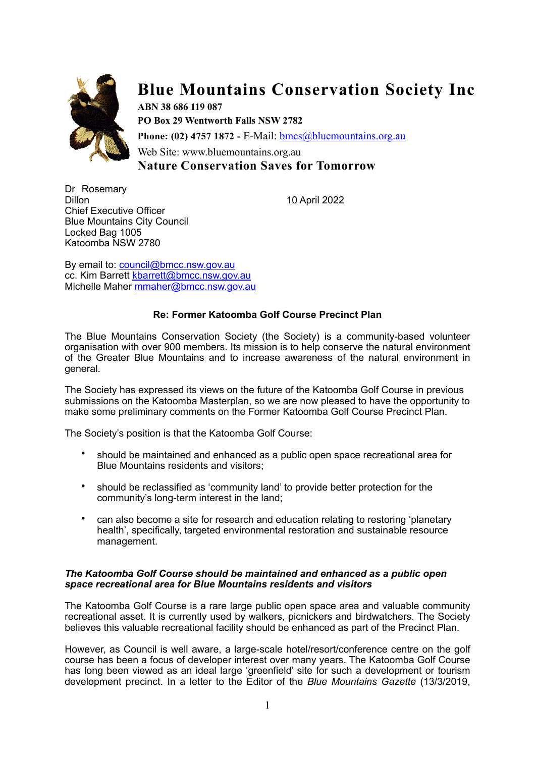# Blue Mountains Conservation Society Inc

**ABN 38 686 119 087**
**PO Box 29 Wentworth Falls NSW 2782**
**Phone: (02) 4757 1872 -** E-Mail: bmcs@bluemountains.org.au
Web Site: www.bluemountains.org.au
**Nature Conservation Saves for Tomorrow**

Dr Rosemary Dillon
Chief Executive Officer
Blue Mountains City Council
Locked Bag 1005
Katoomba NSW 2780

10 April 2022

By email to: council@bmcc.nsw.gov.au
cc. Kim Barrett kbarrett@bmcc.nsw.gov.au
Michelle Maher mmaher@bmcc.nsw.gov.au

**Re: Former Katoomba Golf Course Precinct Plan**

The Blue Mountains Conservation Society (the Society) is a community-based volunteer organisation with over 900 members. Its mission is to help conserve the natural environment of the Greater Blue Mountains and to increase awareness of the natural environment in general.

The Society has expressed its views on the future of the Katoomba Golf Course in previous submissions on the Katoomba Masterplan, so we are now pleased to have the opportunity to make some preliminary comments on the Former Katoomba Golf Course Precinct Plan.

The Society's position is that the Katoomba Golf Course:

- should be maintained and enhanced as a public open space recreational area for Blue Mountains residents and visitors;
- should be reclassified as 'community land' to provide better protection for the community's long-term interest in the land;
- can also become a site for research and education relating to restoring 'planetary health', specifically, targeted environmental restoration and sustainable resource management.

***The Katoomba Golf Course should be maintained and enhanced as a public open space recreational area for Blue Mountains residents and visitors***

The Katoomba Golf Course is a rare large public open space area and valuable community recreational asset. It is currently used by walkers, picnickers and birdwatchers. The Society believes this valuable recreational facility should be enhanced as part of the Precinct Plan.

However, as Council is well aware, a large-scale hotel/resort/conference centre on the golf course has been a focus of developer interest over many years. The Katoomba Golf Course has long been viewed as an ideal large 'greenfield' site for such a development or tourism development precinct. In a letter to the Editor of the *Blue Mountains Gazette* (13/3/2019,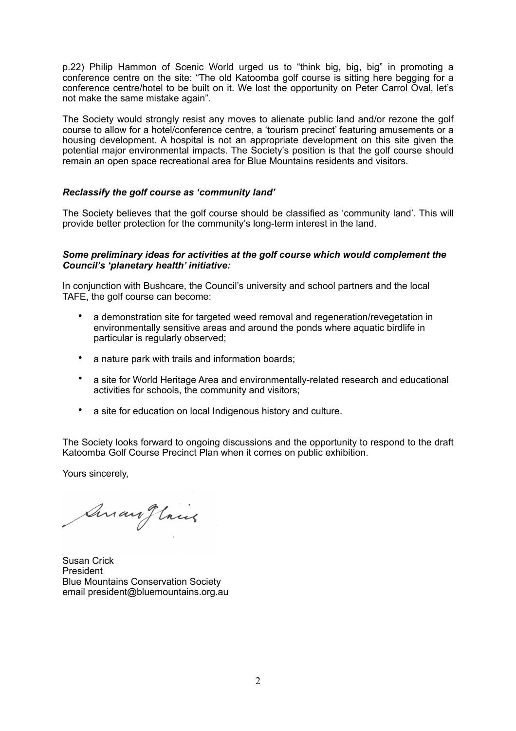p.22) Philip Hammon of Scenic World urged us to “think big, big, big” in promoting a conference centre on the site: “The old Katoomba golf course is sitting here begging for a conference centre/hotel to be built on it. We lost the opportunity on Peter Carrol Oval, let’s not make the same mistake again”.

The Society would strongly resist any moves to alienate public land and/or rezone the golf course to allow for a hotel/conference centre, a ‘tourism precinct’ featuring amusements or a housing development. A hospital is not an appropriate development on this site given the potential major environmental impacts. The Society’s position is that the golf course should remain an open space recreational area for Blue Mountains residents and visitors.

***Reclassify the golf course as ‘community land’***

The Society believes that the golf course should be classified as ‘community land’. This will provide better protection for the community’s long-term interest in the land.

***Some preliminary ideas for activities at the golf course which would complement the Council’s ‘planetary health’ initiative:***

In conjunction with Bushcare, the Council’s university and school partners and the local TAFE, the golf course can become:

- a demonstration site for targeted weed removal and regeneration/revegetation in environmentally sensitive areas and around the ponds where aquatic birdlife in particular is regularly observed;
- a nature park with trails and information boards;
- a site for World Heritage Area and environmentally-related research and educational activities for schools, the community and visitors;
- a site for education on local Indigenous history and culture.

The Society looks forward to ongoing discussions and the opportunity to respond to the draft Katoomba Golf Course Precinct Plan when it comes on public exhibition.

Yours sincerely,

Susan Crick
President
Blue Mountains Conservation Society
email president@bluemountains.org.au